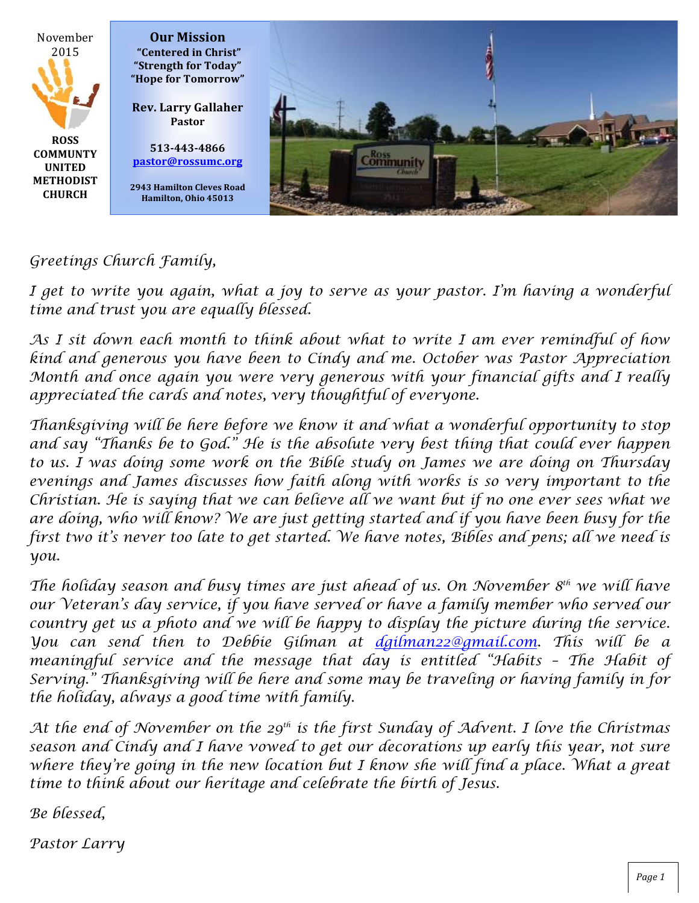November 2015

**ROSS COMMUNITY UNITED METHODIST CHURCH**

**Our Mission**
**"Centered in Christ"**
**"Strength for Today"**
**"Hope for Tomorrow"**

**Rev. Larry Gallaher**
**Pastor**

**513-443-4866**
**pastor@rossumc.org**

**2943 Hamilton Cleves Road**
**Hamilton, Ohio 45013**

*Greetings Church Family,*

*I get to write you again, what a joy to serve as your pastor. I'm having a wonderful time and trust you are equally blessed.*

*As I sit down each month to think about what to write I am ever remindful of how kind and generous you have been to Cindy and me. October was Pastor Appreciation Month and once again you were very generous with your financial gifts and I really appreciated the cards and notes, very thoughtful of everyone.*

*Thanksgiving will be here before we know it and what a wonderful opportunity to stop and say "Thanks be to God." He is the absolute very best thing that could ever happen to us. I was doing some work on the Bible study on James we are doing on Thursday evenings and James discusses how faith along with works is so very important to the Christian. He is saying that we can believe all we want but if no one ever sees what we are doing, who will know? We are just getting started and if you have been busy for the first two it's never too late to get started. We have notes, Bibles and pens; all we need is you.*

*The holiday season and busy times are just ahead of us. On November 8th we will have our Veteran's day service, if you have served or have a family member who served our country get us a photo and we will be happy to display the picture during the service. You can send then to Debbie Gilman at dgilman22@gmail.com. This will be a meaningful service and the message that day is entitled "Habits – The Habit of Serving." Thanksgiving will be here and some may be traveling or having family in for the holiday, always a good time with family.*

*At the end of November on the 29th is the first Sunday of Advent. I love the Christmas season and Cindy and I have vowed to get our decorations up early this year, not sure where they're going in the new location but I know she will find a place. What a great time to think about our heritage and celebrate the birth of Jesus.*

*Be blessed,*

*Pastor Larry*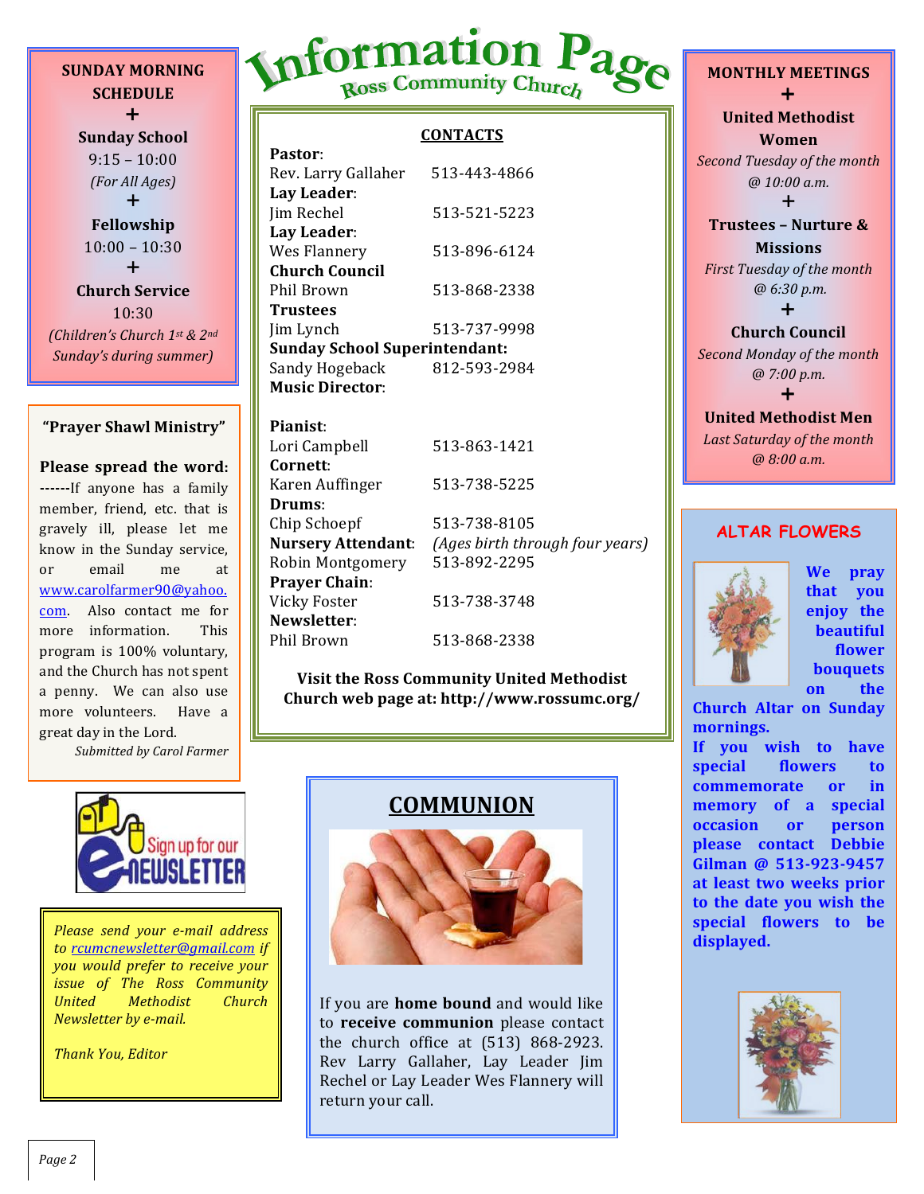# Information Page

## Ross Community Church

**SUNDAY MORNING SCHEDULE**

+

**Sunday School**
9:15 – 10:00
*(For All Ages)*

+

**Fellowship**
10:00 – 10:30

+

**Church Service**
10:30
*(Children's Church 1st & 2nd Sunday's during summer)*

**"Prayer Shawl Ministry"**

**Please spread the word:** **------**If anyone has a family member, friend, etc. that is gravely ill, please let me know in the Sunday service, or email me at www.carolfarmer90@yahoo.com. Also contact me for more information. This program is 100% voluntary, and the Church has not spent a penny. We can also use more volunteers. Have a great day in the Lord.

*Submitted by Carol Farmer*

Sign up for our e-NEWSLETTER

*Please send your e-mail address to rcumcnewsletter@gmail.com if you would prefer to receive your issue of The Ross Community United Methodist Church Newsletter by e-mail.*

*Thank You, Editor*

## CONTACTS

**Pastor**:
Rev. Larry Gallaher 513-443-4866
**Lay Leader**:
Jim Rechel 513-521-5223
**Lay Leader**:
Wes Flannery 513-896-6124
**Church Council**
Phil Brown 513-868-2338
**Trustees**
Jim Lynch 513-737-9998
**Sunday School Superintendant:**
Sandy Hogeback 812-593-2984
**Music Director**:

**Pianist**:
Lori Campbell 513-863-1421
**Cornett**:
Karen Auffinger 513-738-5225
**Drums**:
Chip Schoepf 513-738-8105
**Nursery Attendant**: *(Ages birth through four years)*
Robin Montgomery 513-892-2295
**Prayer Chain**:
Vicky Foster 513-738-3748
**Newsletter**:
Phil Brown 513-868-2338

**Visit the Ross Community United Methodist Church web page at: http://www.rossumc.org/**

## COMMUNION

If you are **home bound** and would like to **receive communion** please contact the church office at (513) 868-2923. Rev Larry Gallaher, Lay Leader Jim Rechel or Lay Leader Wes Flannery will return your call.

**MONTHLY MEETINGS**

+

**United Methodist Women**
*Second Tuesday of the month @ 10:00 a.m.*

+

**Trustees – Nurture & Missions**
*First Tuesday of the month @ 6:30 p.m.*

+

**Church Council**
*Second Monday of the month @ 7:00 p.m.*

+

**United Methodist Men**
*Last Saturday of the month @ 8:00 a.m.*

## ALTAR FLOWERS

**We pray that you enjoy the beautiful flower bouquets on the Church Altar on Sunday mornings.**

**If you wish to have special flowers to commemorate or in memory of a special occasion or person please contact Debbie Gilman @ 513-923-9457 at least two weeks prior to the date you wish the special flowers to be displayed.**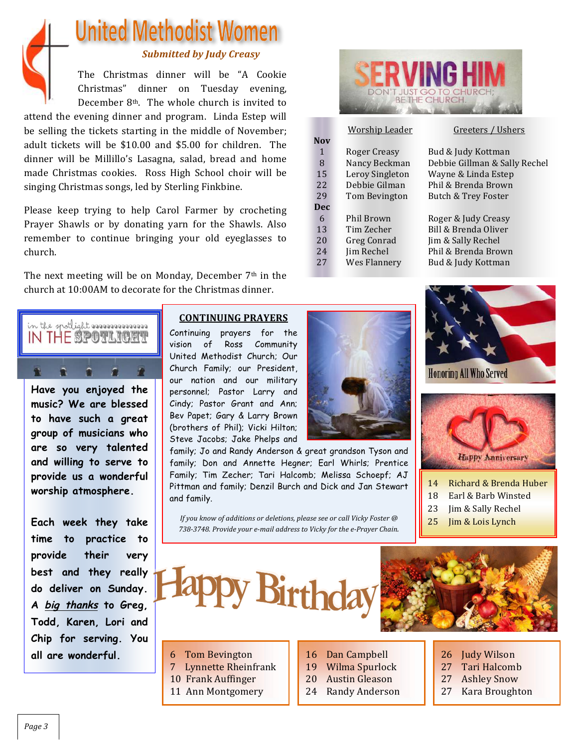# United Methodist Women

***Submitted by Judy Creasy***

The Christmas dinner will be "A Cookie Christmas" dinner on Tuesday evening, December 8th. The whole church is invited to attend the evening dinner and program. Linda Estep will be selling the tickets starting in the middle of November; adult tickets will be $10.00 and $5.00 for children. The dinner will be Millillo's Lasagna, salad, bread and home made Christmas cookies. Ross High School choir will be singing Christmas songs, led by Sterling Finkbine.

Please keep trying to help Carol Farmer by crocheting Prayer Shawls or by donating yarn for the Shawls. Also remember to continue bringing your old eyeglasses to church.

The next meeting will be on Monday, December 7th in the church at 10:00AM to decorate for the Christmas dinner.

## SERVING HIM

DON'T JUST GO TO CHURCH; BE THE CHURCH.

| | Worship Leader | Greeters / Ushers |
|---|---|---|
| **Nov** | | |
| 1 | Roger Creasy | Bud & Judy Kottman |
| 8 | Nancy Beckman | Debbie Gillman & Sally Rechel |
| 15 | Leroy Singleton | Wayne & Linda Estep |
| 22 | Debbie Gilman | Phil & Brenda Brown |
| 29 | Tom Bevington | Butch & Trey Foster |
| **Dec** | | |
| 6 | Phil Brown | Roger & Judy Creasy |
| 13 | Tim Zecher | Bill & Brenda Oliver |
| 20 | Greg Conrad | Jim & Sally Rechel |
| 24 | Jim Rechel | Phil & Brenda Brown |
| 27 | Wes Flannery | Bud & Judy Kottman |

## IN THE SPOTLIGHT

**Have you enjoyed the music? We are blessed to have such a great group of musicians who are so very talented and willing to serve to provide us a wonderful worship atmosphere.**

**Each week they take time to practice to provide their very best and they really do deliver on Sunday. A *big thanks* to Greg, Todd, Karen, Lori and Chip for serving. You all are wonderful.**

## CONTINUING PRAYERS

Continuing prayers for the vision of Ross Community United Methodist Church; Our Church Family; our President, our nation and our military personnel; Pastor Larry and Cindy; Pastor Grant and Ann; Bev Papet; Gary & Larry Brown (brothers of Phil); Vicki Hilton; Steve Jacobs; Jake Phelps and family; Jo and Randy Anderson & great grandson Tyson and family; Don and Annette Hegner; Earl Whirls; Prentice Family; Tim Zecher; Tari Halcomb; Melissa Schoepf; AJ Pittman and family; Denzil Burch and Dick and Jan Stewart and family.

*If you know of additions or deletions, please see or call Vicky Foster @ 738-3748. Provide your e-mail address to Vicky for the e-Prayer Chain.*

Honoring All Who Served

## Happy Anniversary

- 14 Richard & Brenda Huber
- 18 Earl & Barb Winsted
- 23 Jim & Sally Rechel
- 25 Jim & Lois Lynch

## Happy Birthday

- 6 Tom Bevington
- 7 Lynnette Rheinfrank
- 10 Frank Auffinger
- 11 Ann Montgomery
- 16 Dan Campbell
- 19 Wilma Spurlock
- 20 Austin Gleason
- 24 Randy Anderson
- 26 Judy Wilson
- 27 Tari Halcomb
- 27 Ashley Snow
- 27 Kara Broughton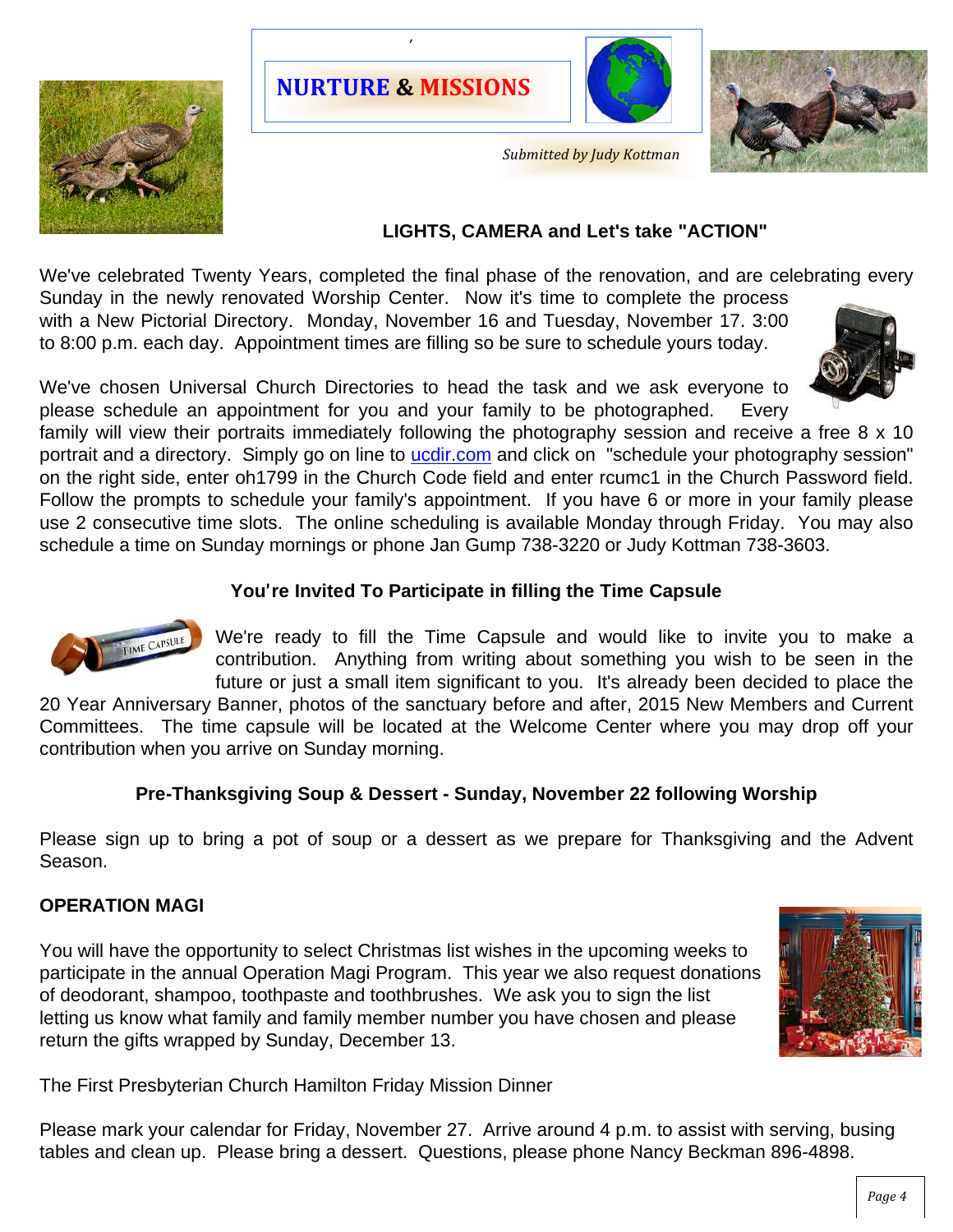# NURTURE & MISSIONS

*Submitted by Judy Kottman*

### LIGHTS, CAMERA and Let's take "ACTION"

We've celebrated Twenty Years, completed the final phase of the renovation, and are celebrating every Sunday in the newly renovated Worship Center. Now it's time to complete the process with a New Pictorial Directory. Monday, November 16 and Tuesday, November 17. 3:00 to 8:00 p.m. each day. Appointment times are filling so be sure to schedule yours today.

We've chosen Universal Church Directories to head the task and we ask everyone to please schedule an appointment for you and your family to be photographed. Every family will view their portraits immediately following the photography session and receive a free 8 x 10 portrait and a directory. Simply go on line to ucdir.com and click on "schedule your photography session" on the right side, enter oh1799 in the Church Code field and enter rcumc1 in the Church Password field. Follow the prompts to schedule your family's appointment. If you have 6 or more in your family please use 2 consecutive time slots. The online scheduling is available Monday through Friday. You may also schedule a time on Sunday mornings or phone Jan Gump 738-3220 or Judy Kottman 738-3603.

### You're Invited To Participate in filling the Time Capsule

We're ready to fill the Time Capsule and would like to invite you to make a contribution. Anything from writing about something you wish to be seen in the future or just a small item significant to you. It's already been decided to place the 20 Year Anniversary Banner, photos of the sanctuary before and after, 2015 New Members and Current Committees. The time capsule will be located at the Welcome Center where you may drop off your contribution when you arrive on Sunday morning.

### Pre-Thanksgiving Soup & Dessert - Sunday, November 22 following Worship

Please sign up to bring a pot of soup or a dessert as we prepare for Thanksgiving and the Advent Season.

**OPERATION MAGI**

You will have the opportunity to select Christmas list wishes in the upcoming weeks to participate in the annual Operation Magi Program. This year we also request donations of deodorant, shampoo, toothpaste and toothbrushes. We ask you to sign the list letting us know what family and family member number you have chosen and please return the gifts wrapped by Sunday, December 13.

The First Presbyterian Church Hamilton Friday Mission Dinner

Please mark your calendar for Friday, November 27. Arrive around 4 p.m. to assist with serving, busing tables and clean up. Please bring a dessert. Questions, please phone Nancy Beckman 896-4898.